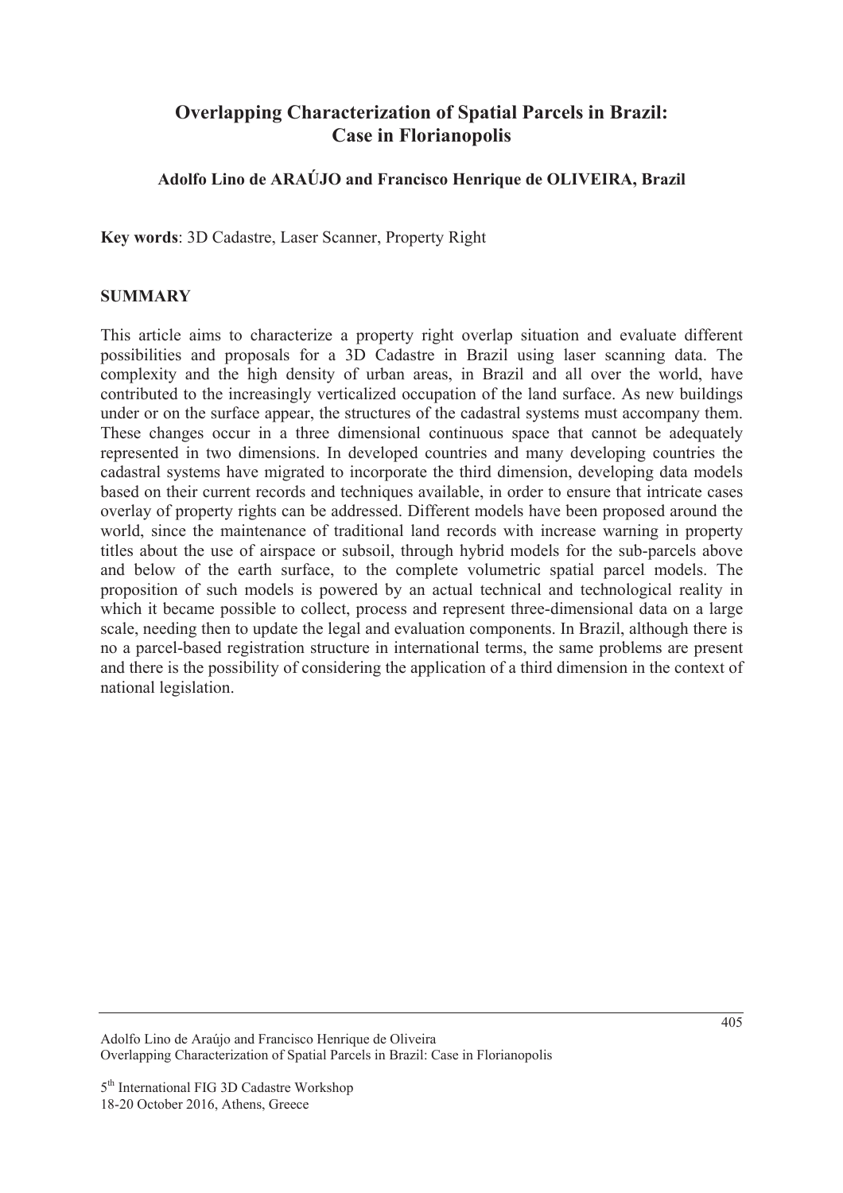# Overlapping Characterization of Spatial Parcels in Brazil: Case in Florianopolis

**Adolfo Lino de ARAÚJO and Francisco Henrique de OLIVEIRA, Brazil**

**Key words**: 3D Cadastre, Laser Scanner, Property Right

## SUMMARY

This article aims to characterize a property right overlap situation and evaluate different possibilities and proposals for a 3D Cadastre in Brazil using laser scanning data. The complexity and the high density of urban areas, in Brazil and all over the world, have contributed to the increasingly verticalized occupation of the land surface. As new buildings under or on the surface appear, the structures of the cadastral systems must accompany them. These changes occur in a three dimensional continuous space that cannot be adequately represented in two dimensions. In developed countries and many developing countries the cadastral systems have migrated to incorporate the third dimension, developing data models based on their current records and techniques available, in order to ensure that intricate cases overlay of property rights can be addressed. Different models have been proposed around the world, since the maintenance of traditional land records with increase warning in property titles about the use of airspace or subsoil, through hybrid models for the sub-parcels above and below of the earth surface, to the complete volumetric spatial parcel models. The proposition of such models is powered by an actual technical and technological reality in which it became possible to collect, process and represent three-dimensional data on a large scale, needing then to update the legal and evaluation components. In Brazil, although there is no a parcel-based registration structure in international terms, the same problems are present and there is the possibility of considering the application of a third dimension in the context of national legislation.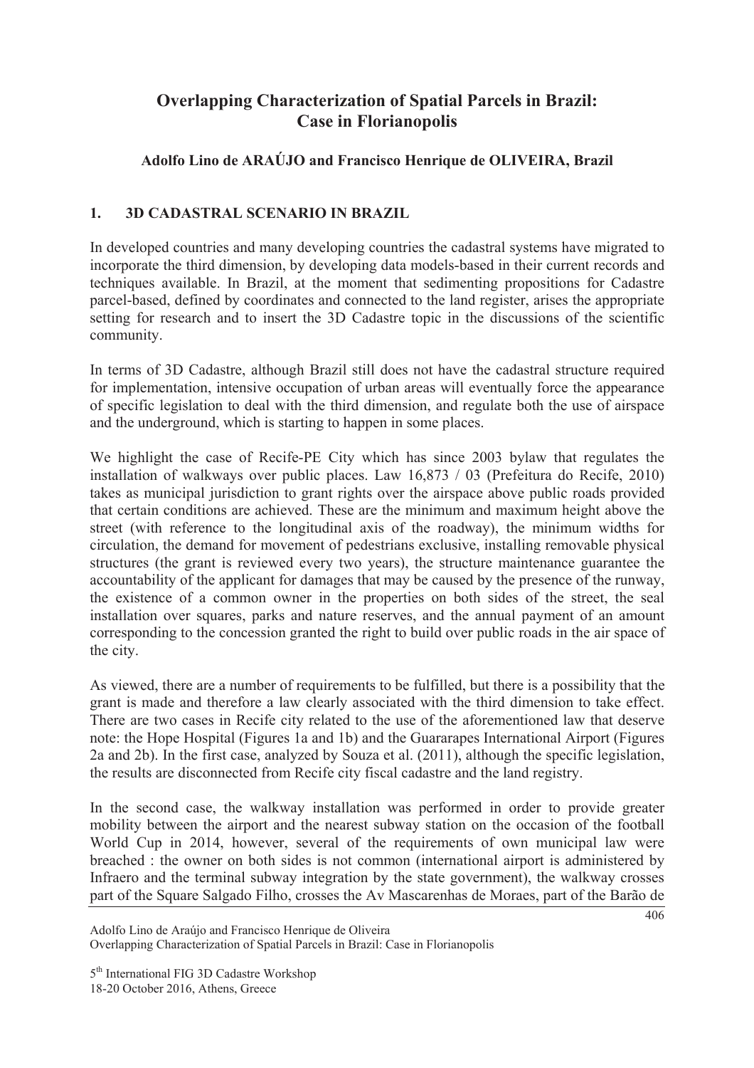# Overlapping Characterization of Spatial Parcels in Brazil: Case in Florianopolis

**Adolfo Lino de ARAÚJO and Francisco Henrique de OLIVEIRA, Brazil**

## 1. 3D CADASTRAL SCENARIO IN BRAZIL

In developed countries and many developing countries the cadastral systems have migrated to incorporate the third dimension, by developing data models-based in their current records and techniques available. In Brazil, at the moment that sedimenting propositions for Cadastre parcel-based, defined by coordinates and connected to the land register, arises the appropriate setting for research and to insert the 3D Cadastre topic in the discussions of the scientific community.

In terms of 3D Cadastre, although Brazil still does not have the cadastral structure required for implementation, intensive occupation of urban areas will eventually force the appearance of specific legislation to deal with the third dimension, and regulate both the use of airspace and the underground, which is starting to happen in some places.

We highlight the case of Recife-PE City which has since 2003 bylaw that regulates the installation of walkways over public places. Law 16,873 / 03 (Prefeitura do Recife, 2010) takes as municipal jurisdiction to grant rights over the airspace above public roads provided that certain conditions are achieved. These are the minimum and maximum height above the street (with reference to the longitudinal axis of the roadway), the minimum widths for circulation, the demand for movement of pedestrians exclusive, installing removable physical structures (the grant is reviewed every two years), the structure maintenance guarantee the accountability of the applicant for damages that may be caused by the presence of the runway, the existence of a common owner in the properties on both sides of the street, the seal installation over squares, parks and nature reserves, and the annual payment of an amount corresponding to the concession granted the right to build over public roads in the air space of the city.

As viewed, there are a number of requirements to be fulfilled, but there is a possibility that the grant is made and therefore a law clearly associated with the third dimension to take effect. There are two cases in Recife city related to the use of the aforementioned law that deserve note: the Hope Hospital (Figures 1a and 1b) and the Guararapes International Airport (Figures 2a and 2b). In the first case, analyzed by Souza et al. (2011), although the specific legislation, the results are disconnected from Recife city fiscal cadastre and the land registry.

In the second case, the walkway installation was performed in order to provide greater mobility between the airport and the nearest subway station on the occasion of the football World Cup in 2014, however, several of the requirements of own municipal law were breached : the owner on both sides is not common (international airport is administered by Infraero and the terminal subway integration by the state government), the walkway crosses part of the Square Salgado Filho, crosses the Av Mascarenhas de Moraes, part of the Barão de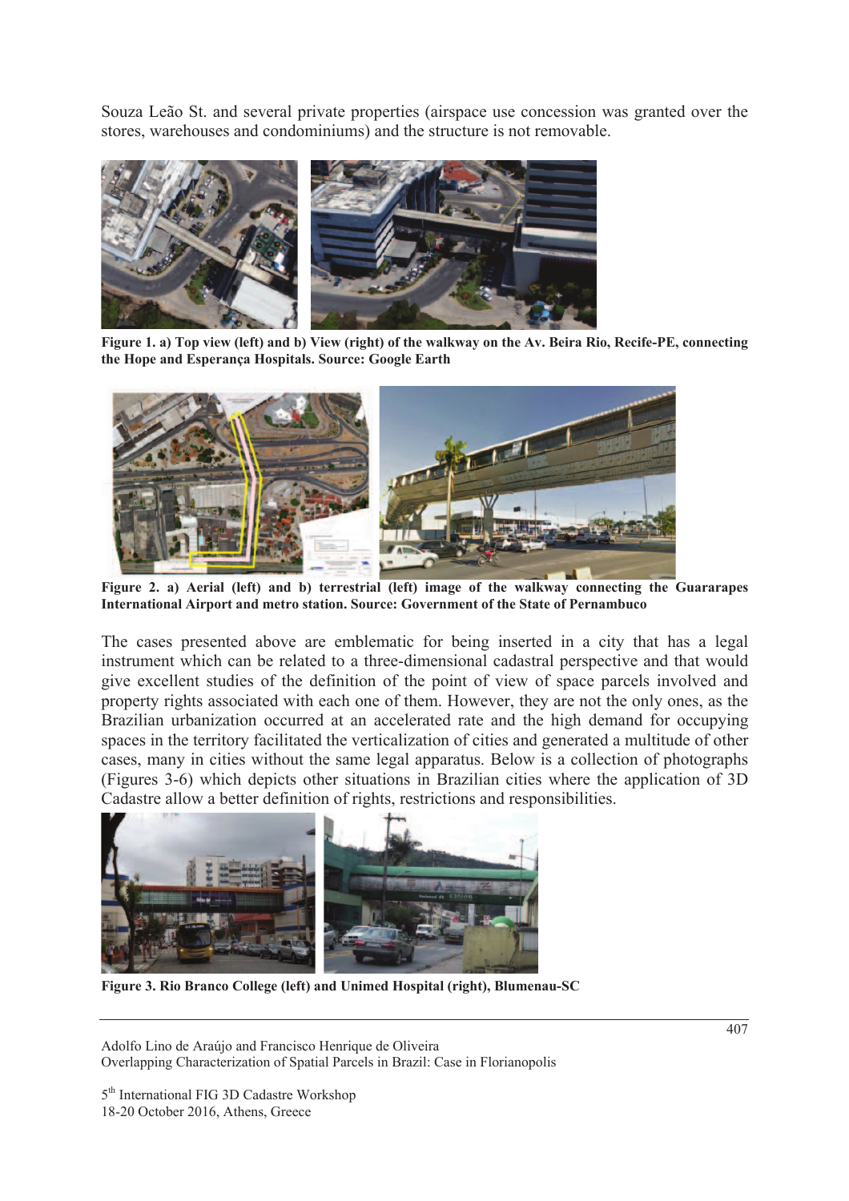Souza Leão St. and several private properties (airspace use concession was granted over the stores, warehouses and condominiums) and the structure is not removable.

**Figure 1. a) Top view (left) and b) View (right) of the walkway on the Av. Beira Rio, Recife-PE, connecting the Hope and Esperança Hospitals. Source: Google Earth**

**Figure 2. a) Aerial (left) and b) terrestrial (left) image of the walkway connecting the Guararapes International Airport and metro station. Source: Government of the State of Pernambuco**

The cases presented above are emblematic for being inserted in a city that has a legal instrument which can be related to a three-dimensional cadastral perspective and that would give excellent studies of the definition of the point of view of space parcels involved and property rights associated with each one of them. However, they are not the only ones, as the Brazilian urbanization occurred at an accelerated rate and the high demand for occupying spaces in the territory facilitated the verticalization of cities and generated a multitude of other cases, many in cities without the same legal apparatus. Below is a collection of photographs (Figures 3-6) which depicts other situations in Brazilian cities where the application of 3D Cadastre allow a better definition of rights, restrictions and responsibilities.

**Figure 3. Rio Branco College (left) and Unimed Hospital (right), Blumenau-SC**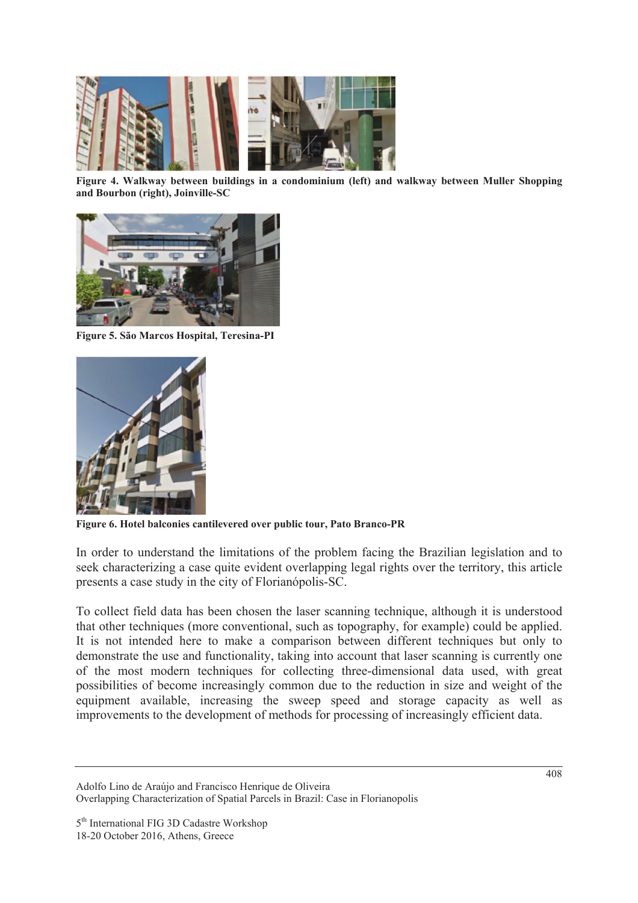**Figure 4. Walkway between buildings in a condominium (left) and walkway between Muller Shopping and Bourbon (right), Joinville-SC**

**Figure 5. São Marcos Hospital, Teresina-PI**

**Figure 6. Hotel balconies cantilevered over public tour, Pato Branco-PR**

In order to understand the limitations of the problem facing the Brazilian legislation and to seek characterizing a case quite evident overlapping legal rights over the territory, this article presents a case study in the city of Florianópolis-SC.

To collect field data has been chosen the laser scanning technique, although it is understood that other techniques (more conventional, such as topography, for example) could be applied. It is not intended here to make a comparison between different techniques but only to demonstrate the use and functionality, taking into account that laser scanning is currently one of the most modern techniques for collecting three-dimensional data used, with great possibilities of become increasingly common due to the reduction in size and weight of the equipment available, increasing the sweep speed and storage capacity as well as improvements to the development of methods for processing of increasingly efficient data.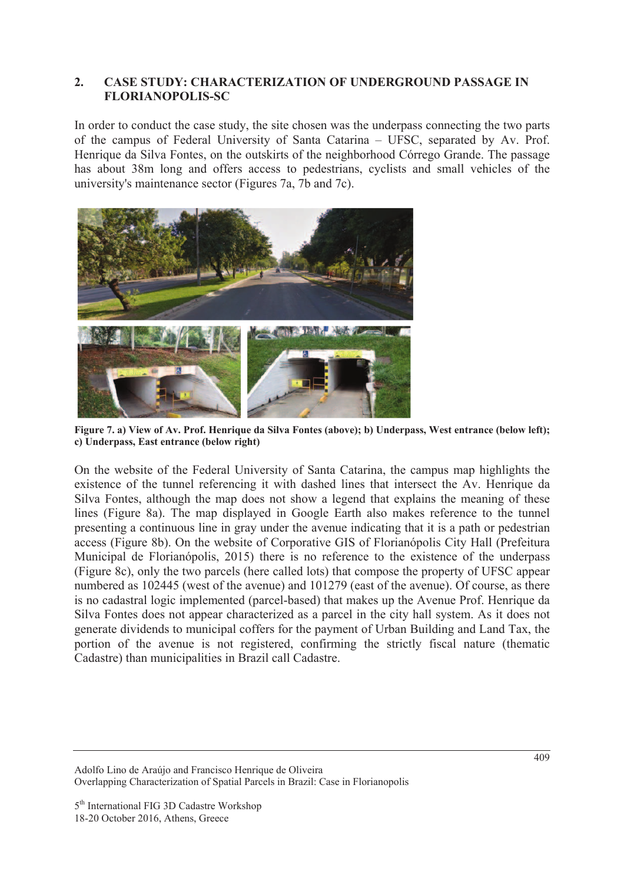## 2. CASE STUDY: CHARACTERIZATION OF UNDERGROUND PASSAGE IN FLORIANOPOLIS-SC

In order to conduct the case study, the site chosen was the underpass connecting the two parts of the campus of Federal University of Santa Catarina – UFSC, separated by Av. Prof. Henrique da Silva Fontes, on the outskirts of the neighborhood Córrego Grande. The passage has about 38m long and offers access to pedestrians, cyclists and small vehicles of the university's maintenance sector (Figures 7a, 7b and 7c).

**Figure 7. a) View of Av. Prof. Henrique da Silva Fontes (above); b) Underpass, West entrance (below left); c) Underpass, East entrance (below right)**

On the website of the Federal University of Santa Catarina, the campus map highlights the existence of the tunnel referencing it with dashed lines that intersect the Av. Henrique da Silva Fontes, although the map does not show a legend that explains the meaning of these lines (Figure 8a). The map displayed in Google Earth also makes reference to the tunnel presenting a continuous line in gray under the avenue indicating that it is a path or pedestrian access (Figure 8b). On the website of Corporative GIS of Florianópolis City Hall (Prefeitura Municipal de Florianópolis, 2015) there is no reference to the existence of the underpass (Figure 8c), only the two parcels (here called lots) that compose the property of UFSC appear numbered as 102445 (west of the avenue) and 101279 (east of the avenue). Of course, as there is no cadastral logic implemented (parcel-based) that makes up the Avenue Prof. Henrique da Silva Fontes does not appear characterized as a parcel in the city hall system. As it does not generate dividends to municipal coffers for the payment of Urban Building and Land Tax, the portion of the avenue is not registered, confirming the strictly fiscal nature (thematic Cadastre) than municipalities in Brazil call Cadastre.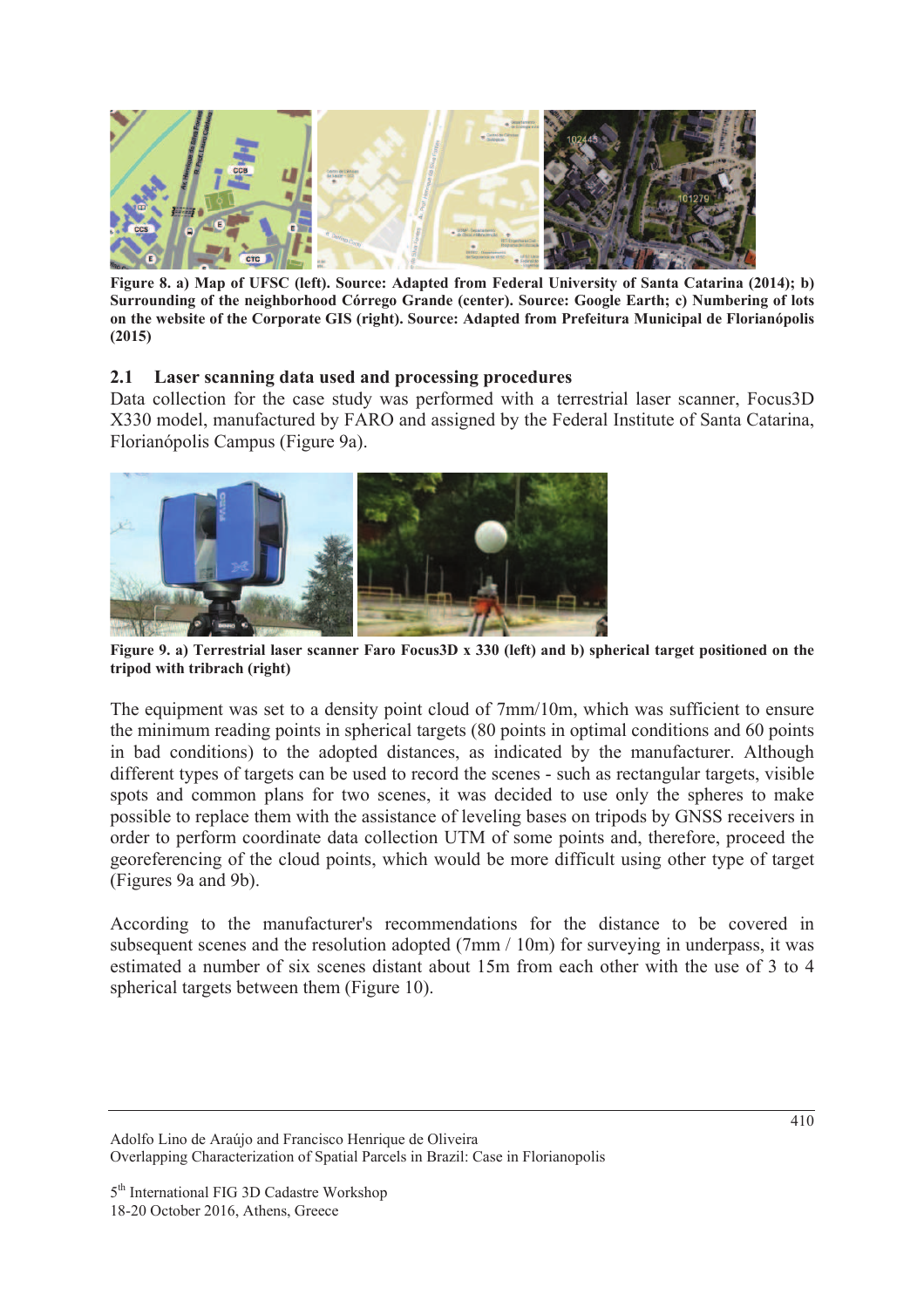**Figure 8. a) Map of UFSC (left). Source: Adapted from Federal University of Santa Catarina (2014); b) Surrounding of the neighborhood Córrego Grande (center). Source: Google Earth; c) Numbering of lots on the website of the Corporate GIS (right). Source: Adapted from Prefeitura Municipal de Florianópolis (2015)**

## 2.1 Laser scanning data used and processing procedures

Data collection for the case study was performed with a terrestrial laser scanner, Focus3D X330 model, manufactured by FARO and assigned by the Federal Institute of Santa Catarina, Florianópolis Campus (Figure 9a).

**Figure 9. a) Terrestrial laser scanner Faro Focus3D x 330 (left) and b) spherical target positioned on the tripod with tribrach (right)**

The equipment was set to a density point cloud of 7mm/10m, which was sufficient to ensure the minimum reading points in spherical targets (80 points in optimal conditions and 60 points in bad conditions) to the adopted distances, as indicated by the manufacturer. Although different types of targets can be used to record the scenes - such as rectangular targets, visible spots and common plans for two scenes, it was decided to use only the spheres to make possible to replace them with the assistance of leveling bases on tripods by GNSS receivers in order to perform coordinate data collection UTM of some points and, therefore, proceed the georeferencing of the cloud points, which would be more difficult using other type of target (Figures 9a and 9b).

According to the manufacturer's recommendations for the distance to be covered in subsequent scenes and the resolution adopted (7mm / 10m) for surveying in underpass, it was estimated a number of six scenes distant about 15m from each other with the use of 3 to 4 spherical targets between them (Figure 10).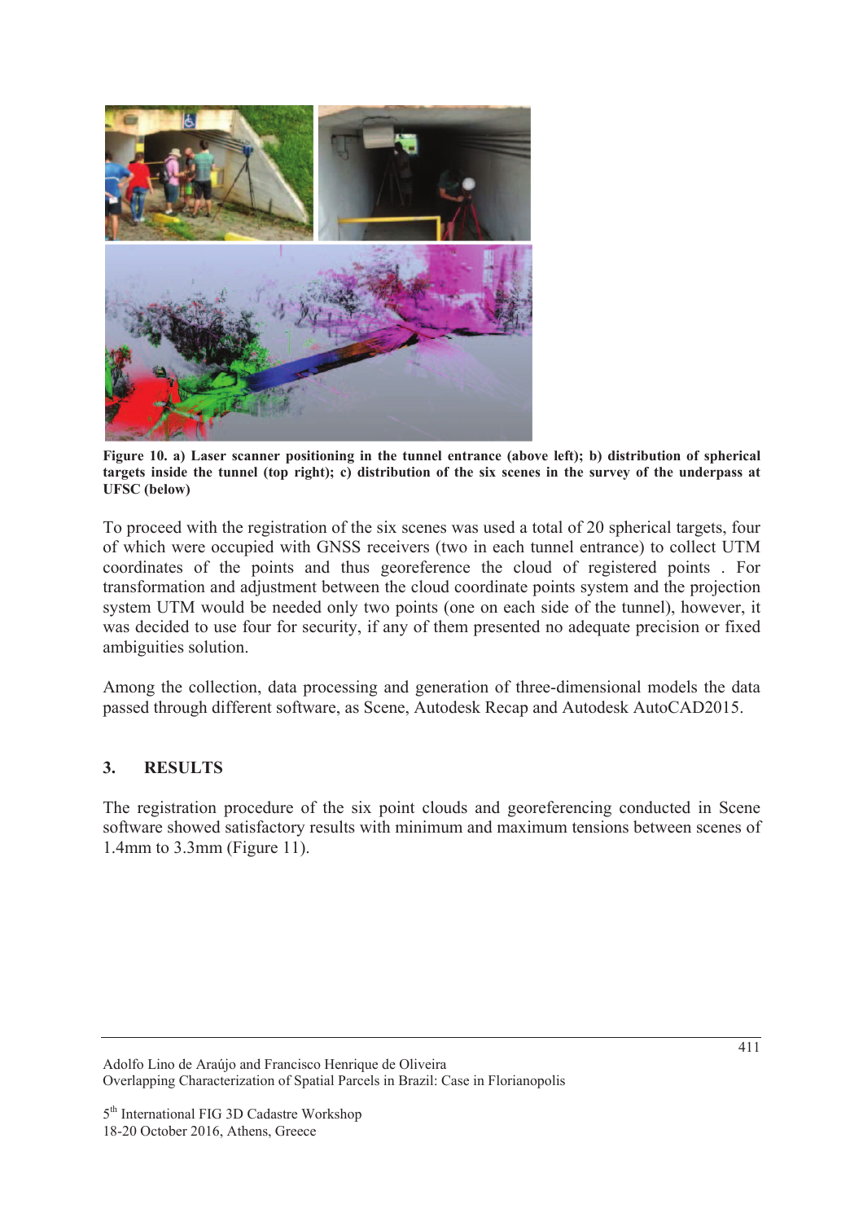**Figure 10. a) Laser scanner positioning in the tunnel entrance (above left); b) distribution of spherical targets inside the tunnel (top right); c) distribution of the six scenes in the survey of the underpass at UFSC (below)**

To proceed with the registration of the six scenes was used a total of 20 spherical targets, four of which were occupied with GNSS receivers (two in each tunnel entrance) to collect UTM coordinates of the points and thus georeference the cloud of registered points . For transformation and adjustment between the cloud coordinate points system and the projection system UTM would be needed only two points (one on each side of the tunnel), however, it was decided to use four for security, if any of them presented no adequate precision or fixed ambiguities solution.

Among the collection, data processing and generation of three-dimensional models the data passed through different software, as Scene, Autodesk Recap and Autodesk AutoCAD2015.

## 3. RESULTS

The registration procedure of the six point clouds and georeferencing conducted in Scene software showed satisfactory results with minimum and maximum tensions between scenes of 1.4mm to 3.3mm (Figure 11).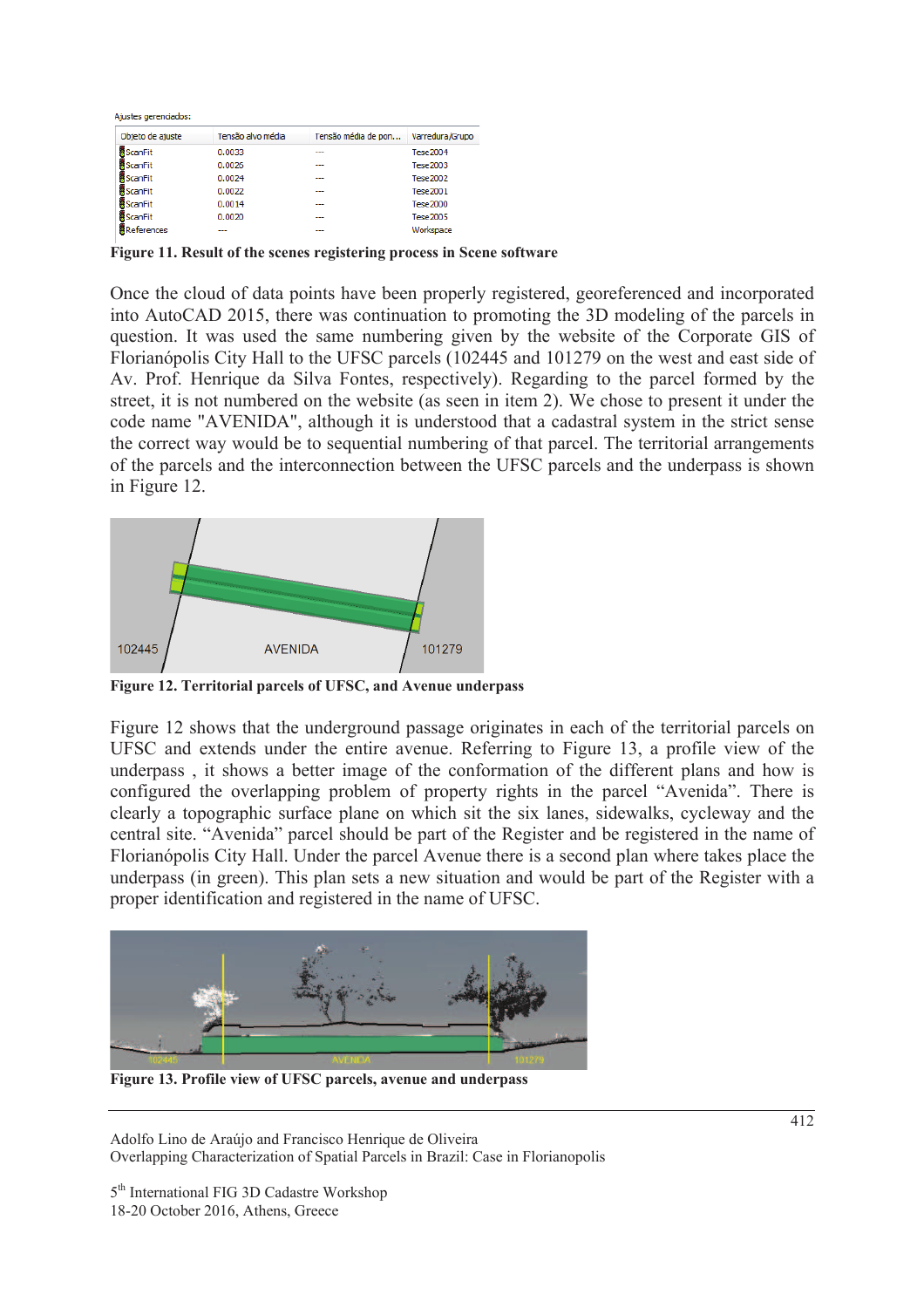Ajustes gerenciados:

| Objeto de ajuste | Tensão alvo média | Tensão média de pon... | Varredura/Grupo |
|---|---|---|---|
| ScanFit | 0.0033 | --- | Tese2004 |
| ScanFit | 0.0026 | --- | Tese2003 |
| ScanFit | 0.0024 | --- | Tese2002 |
| ScanFit | 0.0022 | --- | Tese2001 |
| ScanFit | 0.0014 | --- | Tese2000 |
| ScanFit | 0.0020 | --- | Tese2005 |
| References | --- | --- | Workspace |

**Figure 11. Result of the scenes registering process in Scene software**

Once the cloud of data points have been properly registered, georeferenced and incorporated into AutoCAD 2015, there was continuation to promoting the 3D modeling of the parcels in question. It was used the same numbering given by the website of the Corporate GIS of Florianópolis City Hall to the UFSC parcels (102445 and 101279 on the west and east side of Av. Prof. Henrique da Silva Fontes, respectively). Regarding to the parcel formed by the street, it is not numbered on the website (as seen in item 2). We chose to present it under the code name "AVENIDA", although it is understood that a cadastral system in the strict sense the correct way would be to sequential numbering of that parcel. The territorial arrangements of the parcels and the interconnection between the UFSC parcels and the underpass is shown in Figure 12.

**Figure 12. Territorial parcels of UFSC, and Avenue underpass**

Figure 12 shows that the underground passage originates in each of the territorial parcels on UFSC and extends under the entire avenue. Referring to Figure 13, a profile view of the underpass , it shows a better image of the conformation of the different plans and how is configured the overlapping problem of property rights in the parcel "Avenida". There is clearly a topographic surface plane on which sit the six lanes, sidewalks, cycleway and the central site. "Avenida" parcel should be part of the Register and be registered in the name of Florianópolis City Hall. Under the parcel Avenue there is a second plan where takes place the underpass (in green). This plan sets a new situation and would be part of the Register with a proper identification and registered in the name of UFSC.

**Figure 13. Profile view of UFSC parcels, avenue and underpass**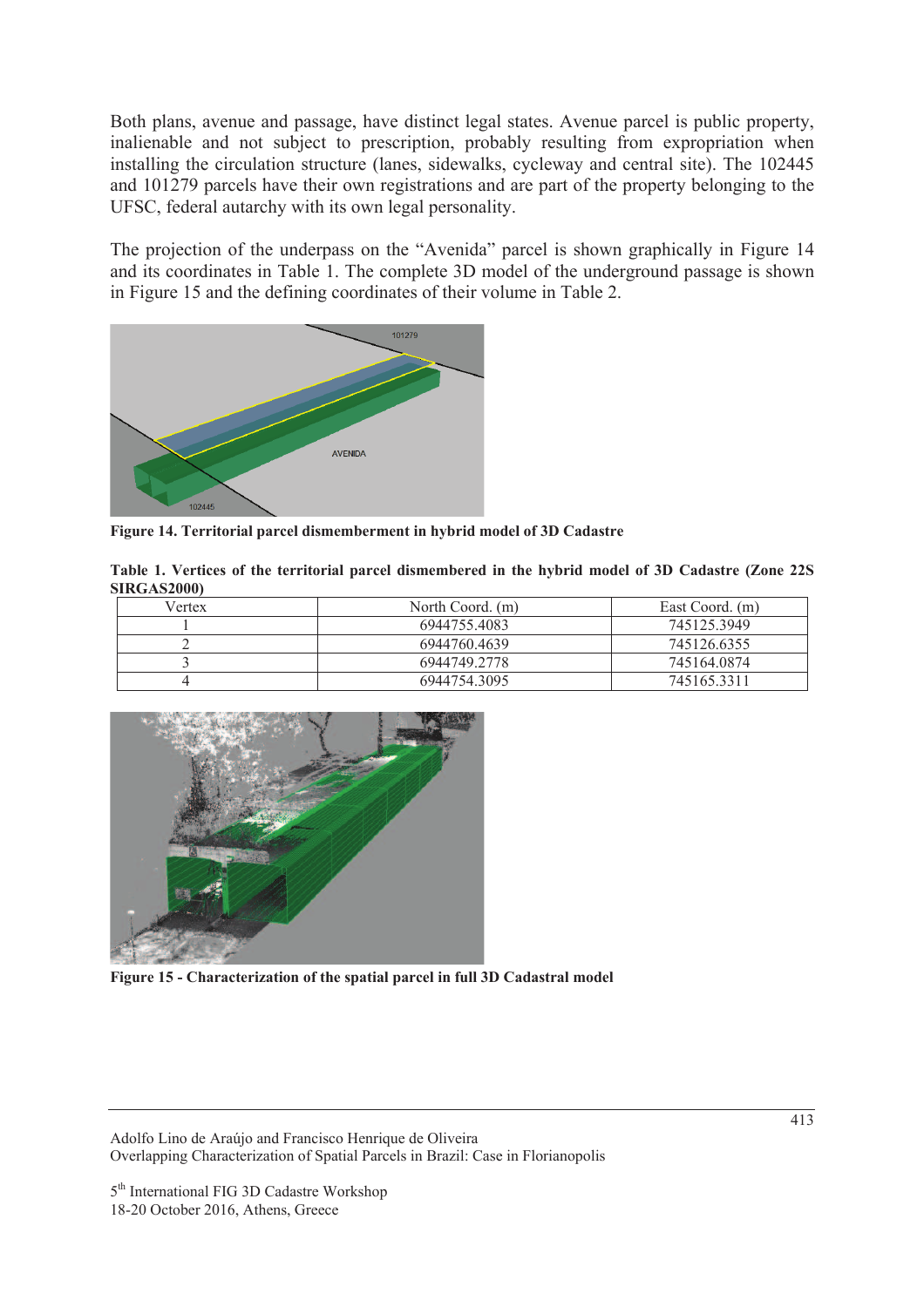Both plans, avenue and passage, have distinct legal states. Avenue parcel is public property, inalienable and not subject to prescription, probably resulting from expropriation when installing the circulation structure (lanes, sidewalks, cycleway and central site). The 102445 and 101279 parcels have their own registrations and are part of the property belonging to the UFSC, federal autarchy with its own legal personality.

The projection of the underpass on the "Avenida" parcel is shown graphically in Figure 14 and its coordinates in Table 1. The complete 3D model of the underground passage is shown in Figure 15 and the defining coordinates of their volume in Table 2.

**Figure 14. Territorial parcel dismemberment in hybrid model of 3D Cadastre**

**Table 1. Vertices of the territorial parcel dismembered in the hybrid model of 3D Cadastre (Zone 22S SIRGAS2000)**

| Vertex | North Coord. (m) | East Coord. (m) |
|---|---|---|
| 1 | 6944755.4083 | 745125.3949 |
| 2 | 6944760.4639 | 745126.6355 |
| 3 | 6944749.2778 | 745164.0874 |
| 4 | 6944754.3095 | 745165.3311 |

**Figure 15 - Characterization of the spatial parcel in full 3D Cadastral model**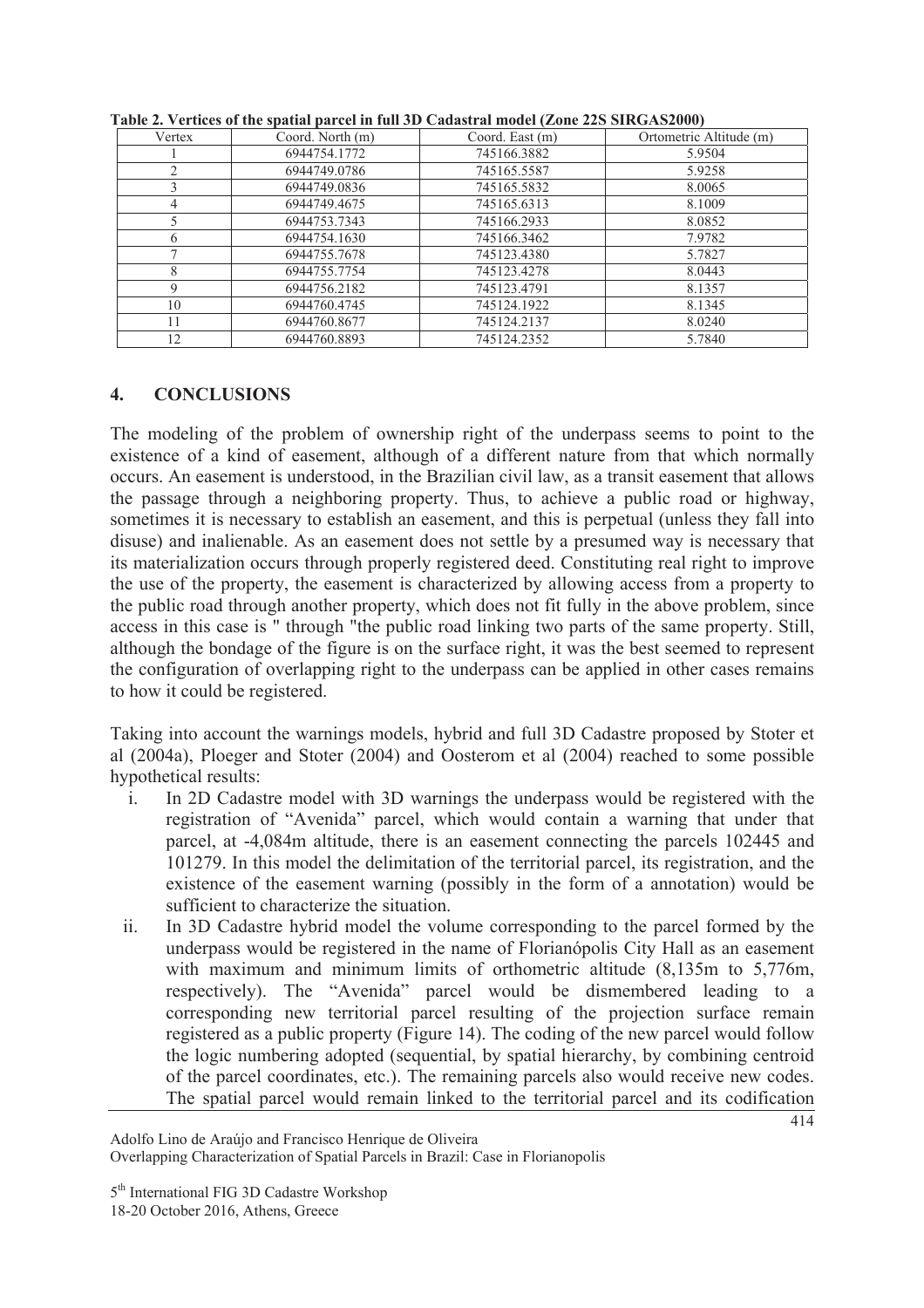**Table 2. Vertices of the spatial parcel in full 3D Cadastral model (Zone 22S SIRGAS2000)**

| Vertex | Coord. North (m) | Coord. East (m) | Ortometric Altitude (m) |
| --- | --- | --- | --- |
| 1 | 6944754.1772 | 745166.3882 | 5.9504 |
| 2 | 6944749.0786 | 745165.5587 | 5.9258 |
| 3 | 6944749.0836 | 745165.5832 | 8.0065 |
| 4 | 6944749.4675 | 745165.6313 | 8.1009 |
| 5 | 6944753.7343 | 745166.2933 | 8.0852 |
| 6 | 6944754.1630 | 745166.3462 | 7.9782 |
| 7 | 6944755.7678 | 745123.4380 | 5.7827 |
| 8 | 6944755.7754 | 745123.4278 | 8.0443 |
| 9 | 6944756.2182 | 745123.4791 | 8.1357 |
| 10 | 6944760.4745 | 745124.1922 | 8.1345 |
| 11 | 6944760.8677 | 745124.2137 | 8.0240 |
| 12 | 6944760.8893 | 745124.2352 | 5.7840 |

## 4. CONCLUSIONS

The modeling of the problem of ownership right of the underpass seems to point to the existence of a kind of easement, although of a different nature from that which normally occurs. An easement is understood, in the Brazilian civil law, as a transit easement that allows the passage through a neighboring property. Thus, to achieve a public road or highway, sometimes it is necessary to establish an easement, and this is perpetual (unless they fall into disuse) and inalienable. As an easement does not settle by a presumed way is necessary that its materialization occurs through properly registered deed. Constituting real right to improve the use of the property, the easement is characterized by allowing access from a property to the public road through another property, which does not fit fully in the above problem, since access in this case is " through "the public road linking two parts of the same property. Still, although the bondage of the figure is on the surface right, it was the best seemed to represent the configuration of overlapping right to the underpass can be applied in other cases remains to how it could be registered.

Taking into account the warnings models, hybrid and full 3D Cadastre proposed by Stoter et al (2004a), Ploeger and Stoter (2004) and Oosterom et al (2004) reached to some possible hypothetical results:

i. In 2D Cadastre model with 3D warnings the underpass would be registered with the registration of "Avenida" parcel, which would contain a warning that under that parcel, at -4,084m altitude, there is an easement connecting the parcels 102445 and 101279. In this model the delimitation of the territorial parcel, its registration, and the existence of the easement warning (possibly in the form of a annotation) would be sufficient to characterize the situation.

ii. In 3D Cadastre hybrid model the volume corresponding to the parcel formed by the underpass would be registered in the name of Florianópolis City Hall as an easement with maximum and minimum limits of orthometric altitude (8,135m to 5,776m, respectively). The "Avenida" parcel would be dismembered leading to a corresponding new territorial parcel resulting of the projection surface remain registered as a public property (Figure 14). The coding of the new parcel would follow the logic numbering adopted (sequential, by spatial hierarchy, by combining centroid of the parcel coordinates, etc.). The remaining parcels also would receive new codes. The spatial parcel would remain linked to the territorial parcel and its codification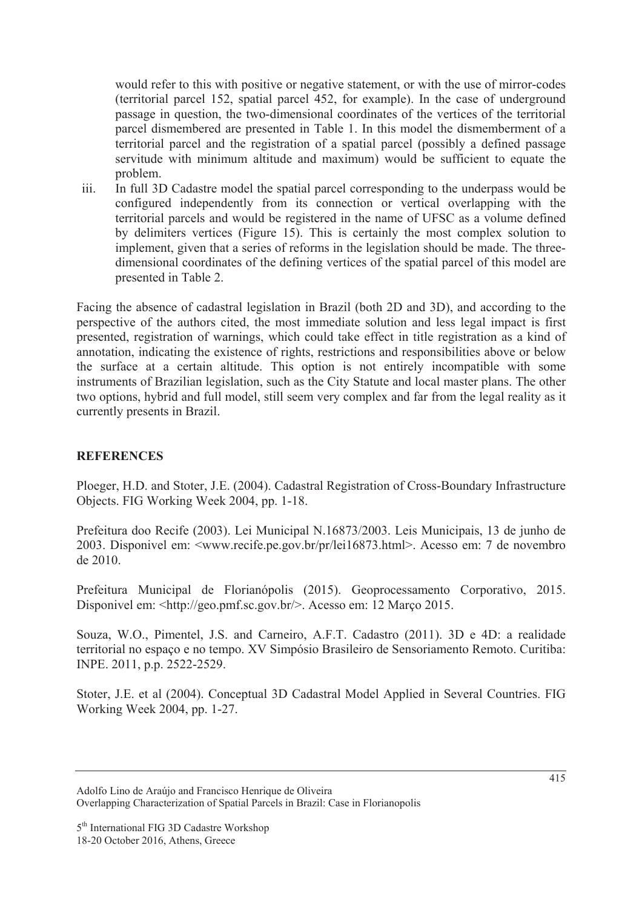would refer to this with positive or negative statement, or with the use of mirror-codes (territorial parcel 152, spatial parcel 452, for example). In the case of underground passage in question, the two-dimensional coordinates of the vertices of the territorial parcel dismembered are presented in Table 1. In this model the dismemberment of a territorial parcel and the registration of a spatial parcel (possibly a defined passage servitude with minimum altitude and maximum) would be sufficient to equate the problem.

iii. In full 3D Cadastre model the spatial parcel corresponding to the underpass would be configured independently from its connection or vertical overlapping with the territorial parcels and would be registered in the name of UFSC as a volume defined by delimiters vertices (Figure 15). This is certainly the most complex solution to implement, given that a series of reforms in the legislation should be made. The three-dimensional coordinates of the defining vertices of the spatial parcel of this model are presented in Table 2.

Facing the absence of cadastral legislation in Brazil (both 2D and 3D), and according to the perspective of the authors cited, the most immediate solution and less legal impact is first presented, registration of warnings, which could take effect in title registration as a kind of annotation, indicating the existence of rights, restrictions and responsibilities above or below the surface at a certain altitude. This option is not entirely incompatible with some instruments of Brazilian legislation, such as the City Statute and local master plans. The other two options, hybrid and full model, still seem very complex and far from the legal reality as it currently presents in Brazil.

## REFERENCES

Ploeger, H.D. and Stoter, J.E. (2004). Cadastral Registration of Cross-Boundary Infrastructure Objects. FIG Working Week 2004, pp. 1-18.

Prefeitura doo Recife (2003). Lei Municipal N.16873/2003. Leis Municipais, 13 de junho de 2003. Disponivel em: <www.recife.pe.gov.br/pr/lei16873.html>. Acesso em: 7 de novembro de 2010.

Prefeitura Municipal de Florianópolis (2015). Geoprocessamento Corporativo, 2015. Disponivel em: <http://geo.pmf.sc.gov.br/>. Acesso em: 12 Março 2015.

Souza, W.O., Pimentel, J.S. and Carneiro, A.F.T. Cadastro (2011). 3D e 4D: a realidade territorial no espaço e no tempo. XV Simpósio Brasileiro de Sensoriamento Remoto. Curitiba: INPE. 2011, p.p. 2522-2529.

Stoter, J.E. et al (2004). Conceptual 3D Cadastral Model Applied in Several Countries. FIG Working Week 2004, pp. 1-27.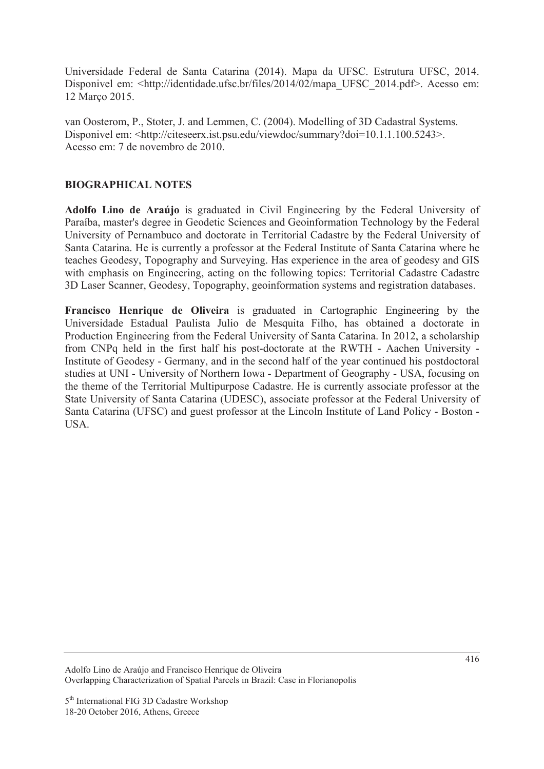Universidade Federal de Santa Catarina (2014). Mapa da UFSC. Estrutura UFSC, 2014. Disponivel em: <http://identidade.ufsc.br/files/2014/02/mapa_UFSC_2014.pdf>. Acesso em: 12 Março 2015.

van Oosterom, P., Stoter, J. and Lemmen, C. (2004). Modelling of 3D Cadastral Systems. Disponivel em: <http://citeseerx.ist.psu.edu/viewdoc/summary?doi=10.1.1.100.5243>. Acesso em: 7 de novembro de 2010.

## BIOGRAPHICAL NOTES

**Adolfo Lino de Araújo** is graduated in Civil Engineering by the Federal University of Paraíba, master's degree in Geodetic Sciences and Geoinformation Technology by the Federal University of Pernambuco and doctorate in Territorial Cadastre by the Federal University of Santa Catarina. He is currently a professor at the Federal Institute of Santa Catarina where he teaches Geodesy, Topography and Surveying. Has experience in the area of geodesy and GIS with emphasis on Engineering, acting on the following topics: Territorial Cadastre Cadastre 3D Laser Scanner, Geodesy, Topography, geoinformation systems and registration databases.

**Francisco Henrique de Oliveira** is graduated in Cartographic Engineering by the Universidade Estadual Paulista Julio de Mesquita Filho, has obtained a doctorate in Production Engineering from the Federal University of Santa Catarina. In 2012, a scholarship from CNPq held in the first half his post-doctorate at the RWTH - Aachen University - Institute of Geodesy - Germany, and in the second half of the year continued his postdoctoral studies at UNI - University of Northern Iowa - Department of Geography - USA, focusing on the theme of the Territorial Multipurpose Cadastre. He is currently associate professor at the State University of Santa Catarina (UDESC), associate professor at the Federal University of Santa Catarina (UFSC) and guest professor at the Lincoln Institute of Land Policy - Boston - USA.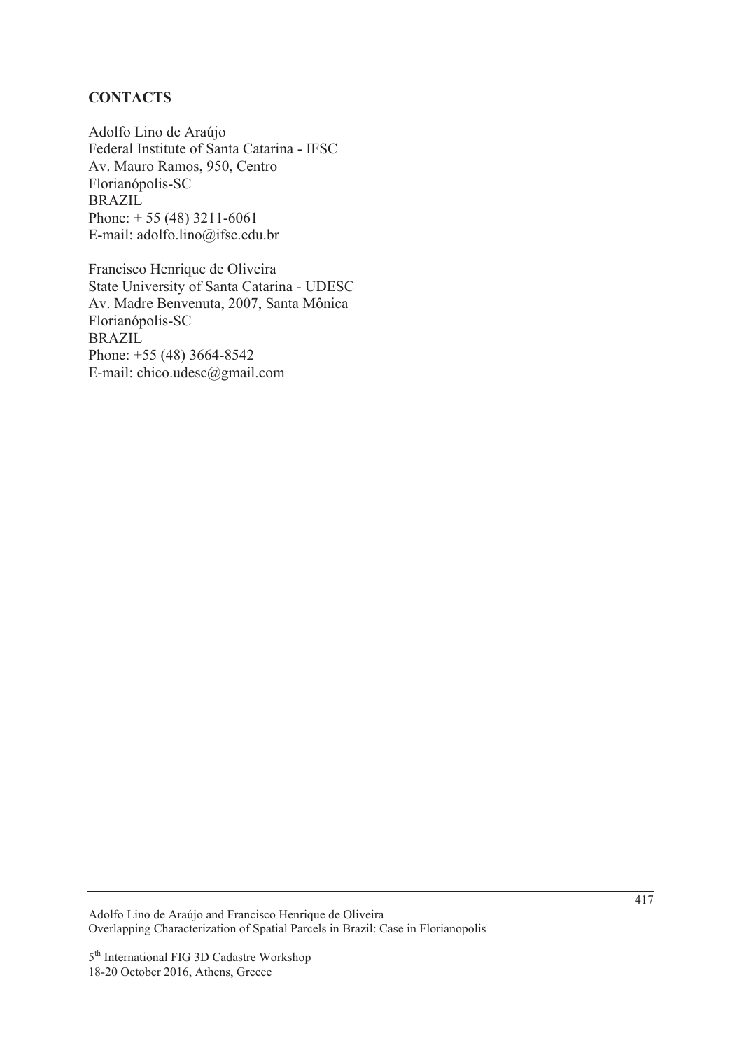## CONTACTS

Adolfo Lino de Araújo
Federal Institute of Santa Catarina - IFSC
Av. Mauro Ramos, 950, Centro
Florianópolis-SC
BRAZIL
Phone: + 55 (48) 3211-6061
E-mail: adolfo.lino@ifsc.edu.br

Francisco Henrique de Oliveira
State University of Santa Catarina - UDESC
Av. Madre Benvenuta, 2007, Santa Mônica
Florianópolis-SC
BRAZIL
Phone: +55 (48) 3664-8542
E-mail: chico.udesc@gmail.com